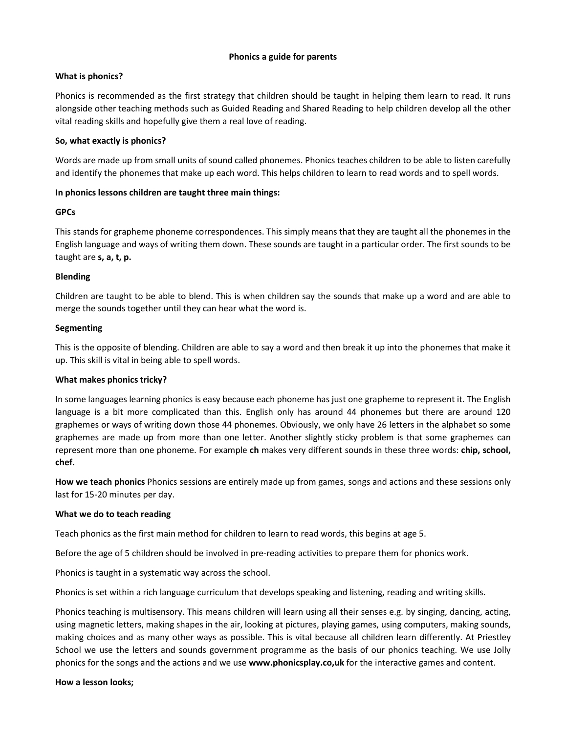# Phonics a guide for parents

**What is phonics?**

Phonics is recommended as the first strategy that children should be taught in helping them learn to read. It runs alongside other teaching methods such as Guided Reading and Shared Reading to help children develop all the other vital reading skills and hopefully give them a real love of reading.

**So, what exactly is phonics?**

Words are made up from small units of sound called phonemes. Phonics teaches children to be able to listen carefully and identify the phonemes that make up each word. This helps children to learn to read words and to spell words.

**In phonics lessons children are taught three main things:**

**GPCs**

This stands for grapheme phoneme correspondences. This simply means that they are taught all the phonemes in the English language and ways of writing them down. These sounds are taught in a particular order. The first sounds to be taught are **s, a, t, p.**

**Blending**

Children are taught to be able to blend. This is when children say the sounds that make up a word and are able to merge the sounds together until they can hear what the word is.

**Segmenting**

This is the opposite of blending. Children are able to say a word and then break it up into the phonemes that make it up. This skill is vital in being able to spell words.

**What makes phonics tricky?**

In some languages learning phonics is easy because each phoneme has just one grapheme to represent it. The English language is a bit more complicated than this. English only has around 44 phonemes but there are around 120 graphemes or ways of writing down those 44 phonemes. Obviously, we only have 26 letters in the alphabet so some graphemes are made up from more than one letter. Another slightly sticky problem is that some graphemes can represent more than one phoneme. For example **ch** makes very different sounds in these three words: **chip, school, chef.**

**How we teach phonics** Phonics sessions are entirely made up from games, songs and actions and these sessions only last for 15-20 minutes per day.

**What we do to teach reading**

Teach phonics as the first main method for children to learn to read words, this begins at age 5.

Before the age of 5 children should be involved in pre-reading activities to prepare them for phonics work.

Phonics is taught in a systematic way across the school.

Phonics is set within a rich language curriculum that develops speaking and listening, reading and writing skills.

Phonics teaching is multisensory. This means children will learn using all their senses e.g. by singing, dancing, acting, using magnetic letters, making shapes in the air, looking at pictures, playing games, using computers, making sounds, making choices and as many other ways as possible. This is vital because all children learn differently. At Priestley School we use the letters and sounds government programme as the basis of our phonics teaching. We use Jolly phonics for the songs and the actions and we use **www.phonicsplay.co,uk** for the interactive games and content.

**How a lesson looks;**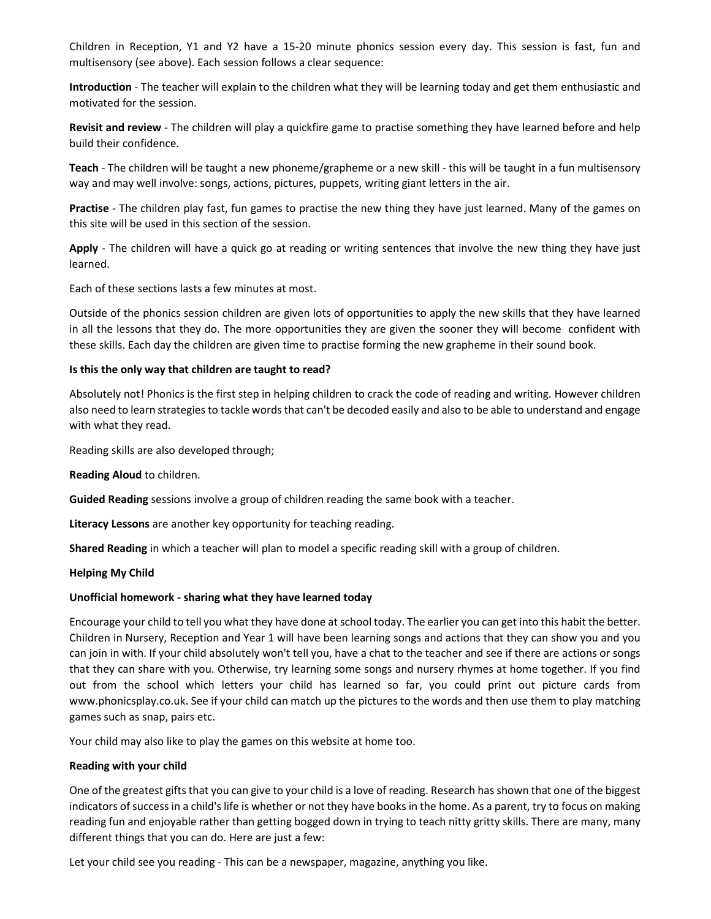Children in Reception, Y1 and Y2 have a 15-20 minute phonics session every day. This session is fast, fun and multisensory (see above). Each session follows a clear sequence:

**Introduction** - The teacher will explain to the children what they will be learning today and get them enthusiastic and motivated for the session.

**Revisit and review** - The children will play a quickfire game to practise something they have learned before and help build their confidence.

**Teach** - The children will be taught a new phoneme/grapheme or a new skill - this will be taught in a fun multisensory way and may well involve: songs, actions, pictures, puppets, writing giant letters in the air.

**Practise** - The children play fast, fun games to practise the new thing they have just learned. Many of the games on this site will be used in this section of the session.

**Apply** - The children will have a quick go at reading or writing sentences that involve the new thing they have just learned.

Each of these sections lasts a few minutes at most.

Outside of the phonics session children are given lots of opportunities to apply the new skills that they have learned in all the lessons that they do. The more opportunities they are given the sooner they will become confident with these skills. Each day the children are given time to practise forming the new grapheme in their sound book.

**Is this the only way that children are taught to read?**

Absolutely not! Phonics is the first step in helping children to crack the code of reading and writing. However children also need to learn strategies to tackle words that can't be decoded easily and also to be able to understand and engage with what they read.

Reading skills are also developed through;

**Reading Aloud** to children.

**Guided Reading** sessions involve a group of children reading the same book with a teacher.

**Literacy Lessons** are another key opportunity for teaching reading.

**Shared Reading** in which a teacher will plan to model a specific reading skill with a group of children.

**Helping My Child**

**Unofficial homework - sharing what they have learned today**

Encourage your child to tell you what they have done at school today. The earlier you can get into this habit the better. Children in Nursery, Reception and Year 1 will have been learning songs and actions that they can show you and you can join in with. If your child absolutely won't tell you, have a chat to the teacher and see if there are actions or songs that they can share with you. Otherwise, try learning some songs and nursery rhymes at home together. If you find out from the school which letters your child has learned so far, you could print out picture cards from www.phonicsplay.co.uk. See if your child can match up the pictures to the words and then use them to play matching games such as snap, pairs etc.

Your child may also like to play the games on this website at home too.

**Reading with your child**

One of the greatest gifts that you can give to your child is a love of reading. Research has shown that one of the biggest indicators of success in a child's life is whether or not they have books in the home. As a parent, try to focus on making reading fun and enjoyable rather than getting bogged down in trying to teach nitty gritty skills. There are many, many different things that you can do. Here are just a few:

Let your child see you reading - This can be a newspaper, magazine, anything you like.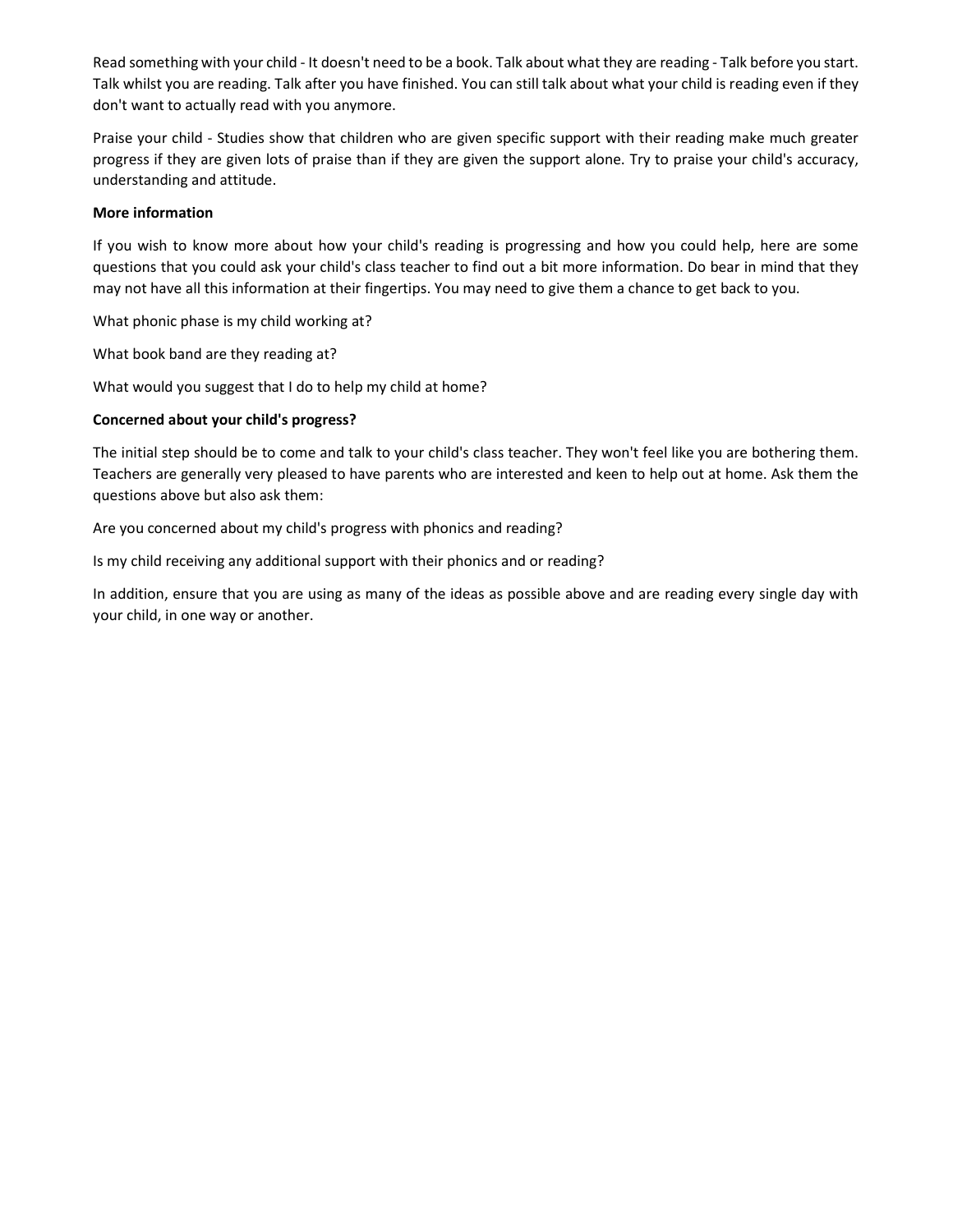Read something with your child - It doesn't need to be a book. Talk about what they are reading - Talk before you start. Talk whilst you are reading. Talk after you have finished. You can still talk about what your child is reading even if they don't want to actually read with you anymore.

Praise your child - Studies show that children who are given specific support with their reading make much greater progress if they are given lots of praise than if they are given the support alone. Try to praise your child's accuracy, understanding and attitude.

**More information**

If you wish to know more about how your child's reading is progressing and how you could help, here are some questions that you could ask your child's class teacher to find out a bit more information. Do bear in mind that they may not have all this information at their fingertips. You may need to give them a chance to get back to you.

What phonic phase is my child working at?

What book band are they reading at?

What would you suggest that I do to help my child at home?

**Concerned about your child's progress?**

The initial step should be to come and talk to your child's class teacher. They won't feel like you are bothering them. Teachers are generally very pleased to have parents who are interested and keen to help out at home. Ask them the questions above but also ask them:

Are you concerned about my child's progress with phonics and reading?

Is my child receiving any additional support with their phonics and or reading?

In addition, ensure that you are using as many of the ideas as possible above and are reading every single day with your child, in one way or another.